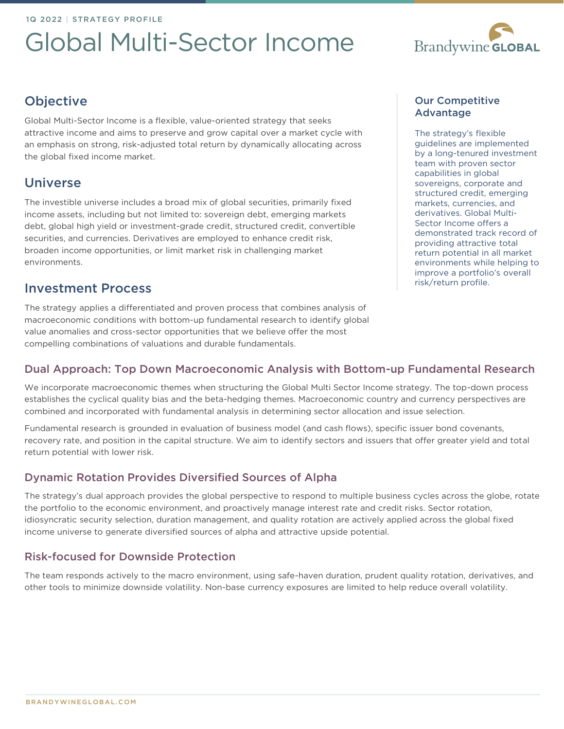1Q 2022 | STRATEGY PROFILE

# Global Multi-Sector Income

## Objective

Global Multi-Sector Income is a flexible, value-oriented strategy that seeks attractive income and aims to preserve and grow capital over a market cycle with an emphasis on strong, risk-adjusted total return by dynamically allocating across the global fixed income market.

## Universe

The investible universe includes a broad mix of global securities, primarily fixed income assets, including but not limited to: sovereign debt, emerging markets debt, global high yield or investment-grade credit, structured credit, convertible securities, and currencies. Derivatives are employed to enhance credit risk, broaden income opportunities, or limit market risk in challenging market environments.

## Investment Process

The strategy applies a differentiated and proven process that combines analysis of macroeconomic conditions with bottom-up fundamental research to identify global value anomalies and cross-sector opportunities that we believe offer the most compelling combinations of valuations and durable fundamentals.

### Our Competitive Advantage

The strategy's flexible guidelines are implemented by a long-tenured investment team with proven sector capabilities in global sovereigns, corporate and structured credit, emerging markets, currencies, and derivatives. Global Multi-Sector Income offers a demonstrated track record of providing attractive total return potential in all market environments while helping to improve a portfolio's overall risk/return profile.

### Dual Approach: Top Down Macroeconomic Analysis with Bottom-up Fundamental Research

We incorporate macroeconomic themes when structuring the Global Multi Sector Income strategy. The top-down process establishes the cyclical quality bias and the beta-hedging themes. Macroeconomic country and currency perspectives are combined and incorporated with fundamental analysis in determining sector allocation and issue selection.

Fundamental research is grounded in evaluation of business model (and cash flows), specific issuer bond covenants, recovery rate, and position in the capital structure. We aim to identify sectors and issuers that offer greater yield and total return potential with lower risk.

### Dynamic Rotation Provides Diversified Sources of Alpha

The strategy's dual approach provides the global perspective to respond to multiple business cycles across the globe, rotate the portfolio to the economic environment, and proactively manage interest rate and credit risks. Sector rotation, idiosyncratic security selection, duration management, and quality rotation are actively applied across the global fixed income universe to generate diversified sources of alpha and attractive upside potential.

### Risk-focused for Downside Protection

The team responds actively to the macro environment, using safe-haven duration, prudent quality rotation, derivatives, and other tools to minimize downside volatility. Non-base currency exposures are limited to help reduce overall volatility.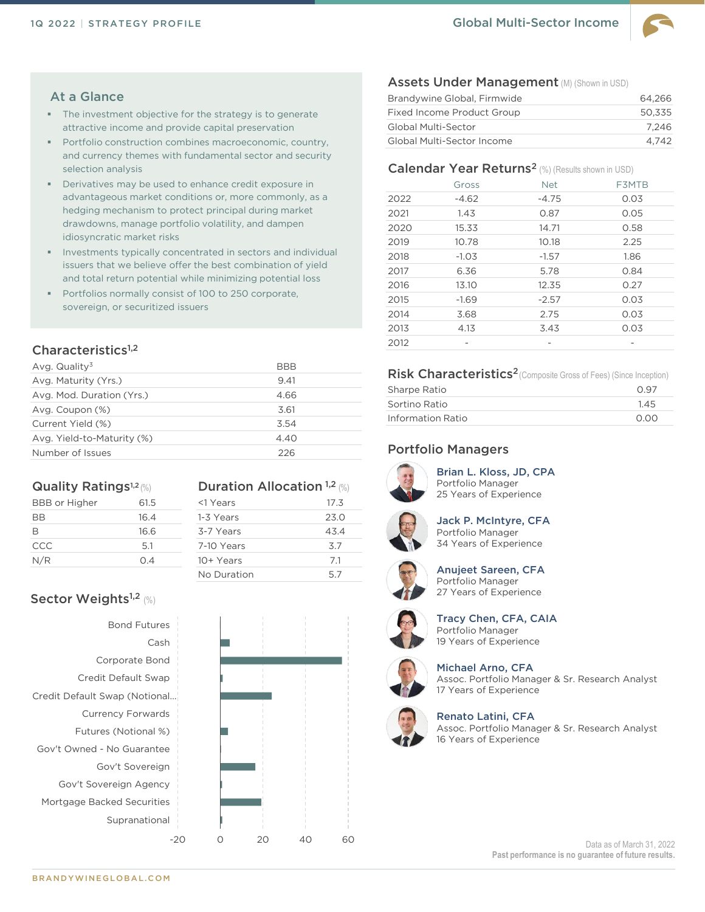# Global Multi-Sector Income

1Q 2022 | STRATEGY PROFILE

## At a Glance

- The investment objective for the strategy is to generate attractive income and provide capital preservation
- Portfolio construction combines macroeconomic, country, and currency themes with fundamental sector and security selection analysis
- Derivatives may be used to enhance credit exposure in advantageous market conditions or, more commonly, as a hedging mechanism to protect principal during market drawdowns, manage portfolio volatility, and dampen idiosyncratic market risks
- Investments typically concentrated in sectors and individual issuers that we believe offer the best combination of yield and total return potential while minimizing potential loss
- Portfolios normally consist of 100 to 250 corporate, sovereign, or securitized issuers

## Characteristics[1,2]

| | |
|---|---|
| Avg. Quality[3] | BBB |
| Avg. Maturity (Yrs.) | 9.41 |
| Avg. Mod. Duration (Yrs.) | 4.66 |
| Avg. Coupon (%) | 3.61 |
| Current Yield (%) | 3.54 |
| Avg. Yield-to-Maturity (%) | 4.40 |
| Number of Issues | 226 |

## Quality Ratings[1,2] (%)

| | |
|---|---|
| BBB or Higher | 61.5 |
| BB | 16.4 |
| B | 16.6 |
| CCC | 5.1 |
| N/R | 0.4 |

## Duration Allocation[1,2] (%)

| | |
|---|---|
| <1 Years | 17.3 |
| 1-3 Years | 23.0 |
| 3-7 Years | 43.4 |
| 7-10 Years | 3.7 |
| 10+ Years | 7.1 |
| No Duration | 5.7 |

## Sector Weights[1,2] (%)

Bond Futures
Cash
Corporate Bond
Credit Default Swap
Credit Default Swap (Notional...
Currency Forwards
Futures (Notional %)
Gov't Owned - No Guarantee
Gov't Sovereign
Gov't Sovereign Agency
Mortgage Backed Securities
Supranational

-20 0 20 40 60

## Assets Under Management (M) (Shown in USD)

| | |
|---|---|
| Brandywine Global, Firmwide | 64,266 |
| Fixed Income Product Group | 50,335 |
| Global Multi-Sector | 7,246 |
| Global Multi-Sector Income | 4,742 |

## Calendar Year Returns[2] (%) (Results shown in USD)

| | Gross | Net | F3MTB |
|---|---|---|---|
| 2022 | -4.62 | -4.75 | 0.03 |
| 2021 | 1.43 | 0.87 | 0.05 |
| 2020 | 15.33 | 14.71 | 0.58 |
| 2019 | 10.78 | 10.18 | 2.25 |
| 2018 | -1.03 | -1.57 | 1.86 |
| 2017 | 6.36 | 5.78 | 0.84 |
| 2016 | 13.10 | 12.35 | 0.27 |
| 2015 | -1.69 | -2.57 | 0.03 |
| 2014 | 3.68 | 2.75 | 0.03 |
| 2013 | 4.13 | 3.43 | 0.03 |
| 2012 | - | - | - |

## Risk Characteristics[2] (Composite Gross of Fees) (Since Inception)

| | |
|---|---|
| Sharpe Ratio | 0.97 |
| Sortino Ratio | 1.45 |
| Information Ratio | 0.00 |

## Portfolio Managers

**Brian L. Kloss, JD, CPA**
Portfolio Manager
25 Years of Experience

**Jack P. McIntyre, CFA**
Portfolio Manager
34 Years of Experience

**Anujeet Sareen, CFA**
Portfolio Manager
27 Years of Experience

**Tracy Chen, CFA, CAIA**
Portfolio Manager
19 Years of Experience

**Michael Arno, CFA**
Assoc. Portfolio Manager & Sr. Research Analyst
17 Years of Experience

**Renato Latini, CFA**
Assoc. Portfolio Manager & Sr. Research Analyst
16 Years of Experience

Data as of March 31, 2022

**Past performance is no guarantee of future results.**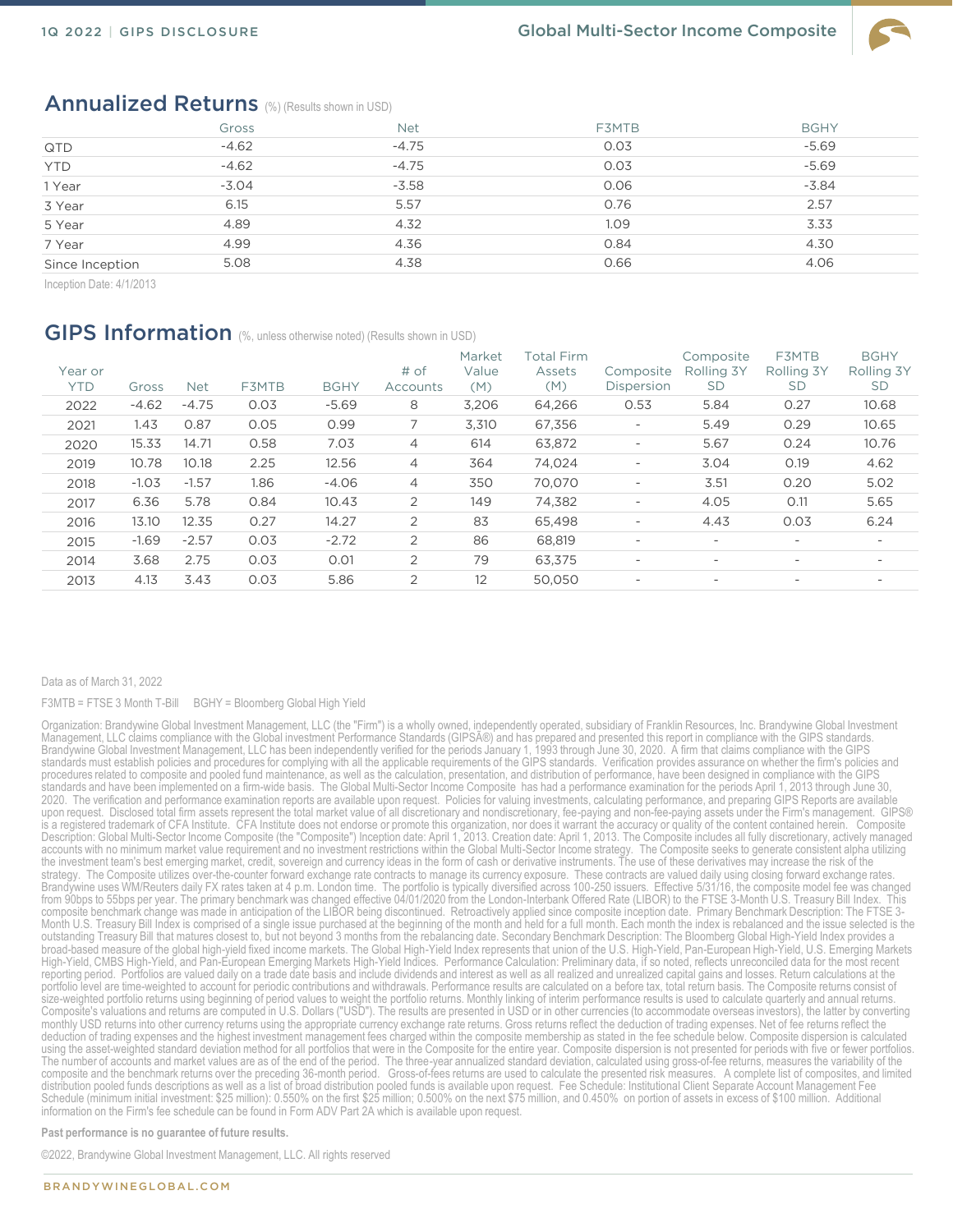## Annualized Returns (%) (Results shown in USD)

| | Gross | Net | F3MTB | BGHY |
|---|---|---|---|---|
| QTD | -4.62 | -4.75 | 0.03 | -5.69 |
| YTD | -4.62 | -4.75 | 0.03 | -5.69 |
| 1 Year | -3.04 | -3.58 | 0.06 | -3.84 |
| 3 Year | 6.15 | 5.57 | 0.76 | 2.57 |
| 5 Year | 4.89 | 4.32 | 1.09 | 3.33 |
| 7 Year | 4.99 | 4.36 | 0.84 | 4.30 |
| Since Inception | 5.08 | 4.38 | 0.66 | 4.06 |

Inception Date: 4/1/2013

## GIPS Information (%, unless otherwise noted) (Results shown in USD)

| Year or YTD | Gross | Net | F3MTB | BGHY | # of Accounts | Market Value (M) | Total Firm Assets (M) | Composite Dispersion | Composite Rolling 3Y SD | F3MTB Rolling 3Y SD | BGHY Rolling 3Y SD |
|---|---|---|---|---|---|---|---|---|---|---|---|
| 2022 | -4.62 | -4.75 | 0.03 | -5.69 | 8 | 3,206 | 64,266 | 0.53 | 5.84 | 0.27 | 10.68 |
| 2021 | 1.43 | 0.87 | 0.05 | 0.99 | 7 | 3,310 | 67,356 | - | 5.49 | 0.29 | 10.65 |
| 2020 | 15.33 | 14.71 | 0.58 | 7.03 | 4 | 614 | 63,872 | - | 5.67 | 0.24 | 10.76 |
| 2019 | 10.78 | 10.18 | 2.25 | 12.56 | 4 | 364 | 74,024 | - | 3.04 | 0.19 | 4.62 |
| 2018 | -1.03 | -1.57 | 1.86 | -4.06 | 4 | 350 | 70,070 | - | 3.51 | 0.20 | 5.02 |
| 2017 | 6.36 | 5.78 | 0.84 | 10.43 | 2 | 149 | 74,382 | - | 4.05 | 0.11 | 5.65 |
| 2016 | 13.10 | 12.35 | 0.27 | 14.27 | 2 | 83 | 65,498 | - | 4.43 | 0.03 | 6.24 |
| 2015 | -1.69 | -2.57 | 0.03 | -2.72 | 2 | 86 | 68,819 | - | - | - | - |
| 2014 | 3.68 | 2.75 | 0.03 | 0.01 | 2 | 79 | 63,375 | - | - | - | - |
| 2013 | 4.13 | 3.43 | 0.03 | 5.86 | 2 | 12 | 50,050 | - | - | - | - |

Data as of March 31, 2022

F3MTB = FTSE 3 Month T-Bill BGHY = Bloomberg Global High Yield

Organization: Brandywine Global Investment Management, LLC (the "Firm") is a wholly owned, independently operated, subsidiary of Franklin Resources, Inc. Brandywine Global Investment Management, LLC claims compliance with the Global investment Performance Standards (GIPSÂ®) and has prepared and presented this report in compliance with the GIPS standards. Brandywine Global Investment Management, LLC has been independently verified for the periods January 1, 1993 through June 30, 2020. A firm that claims compliance with the GIPS standards must establish policies and procedures for complying with all the applicable requirements of the GIPS standards. Verification provides assurance on whether the firm's policies and procedures related to composite and pooled fund maintenance, as well as the calculation, presentation, and distribution of performance, have been designed in compliance with the GIPS standards and have been implemented on a firm-wide basis. The Global Multi-Sector Income Composite has had a performance examination for the periods April 1, 2013 through June 30, 2020. The verification and performance examination reports are available upon request. Policies for valuing investments, calculating performance, and preparing GIPS Reports are available upon request. Disclosed total firm assets represent the total market value of all discretionary and nondiscretionary, fee-paying and non-fee-paying assets under the Firm's management. GIPS® is a registered trademark of CFA Institute. CFA Institute does not endorse or promote this organization, nor does it warrant the accuracy or quality of the content contained herein. Composite Description: Global Multi-Sector Income Composite (the "Composite") Inception date: April 1, 2013. Creation date: April 1, 2013. The Composite includes all fully discretionary, actively managed accounts with no minimum market value requirement and no investment restrictions within the Global Multi-Sector Income strategy. The Composite seeks to generate consistent alpha utilizing the investment team's best emerging market, credit, sovereign and currency ideas in the form of cash or derivative instruments. The use of these derivatives may increase the risk of the strategy. The Composite utilizes over-the-counter forward exchange rate contracts to manage its currency exposure. These contracts are valued daily using closing forward exchange rates. Brandywine uses WM/Reuters daily FX rates taken at 4 p.m. London time. The portfolio is typically diversified across 100-250 issuers. Effective 5/31/16, the composite model fee was changed from 90bps to 55bps per year. The primary benchmark was changed effective 04/01/2020 from the London-Interbank Offered Rate (LIBOR) to the FTSE 3-Month U.S. Treasury Bill Index. This composite benchmark change was made in anticipation of the LIBOR being discontinued. Retroactively applied since composite inception date. Primary Benchmark Description: The FTSE 3-Month U.S. Treasury Bill Index is comprised of a single issue purchased at the beginning of the month and held for a full month. Each month the index is rebalanced and the issue selected is the outstanding Treasury Bill that matures closest to, but not beyond 3 months from the rebalancing date. Secondary Benchmark Description: The Bloomberg Global High-Yield Index provides a broad-based measure of the global high-yield fixed income markets. The Global High-Yield Index represents that union of the U.S. High-Yield, Pan-European High-Yield, U.S. Emerging Markets High-Yield, CMBS High-Yield, and Pan-European Emerging Markets High-Yield Indices. Performance Calculation: Preliminary data, if so noted, reflects unreconciled data for the most recent reporting period. Portfolios are valued daily on a trade date basis and include dividends and interest as well as all realized and unrealized capital gains and losses. Return calculations at the portfolio level are time-weighted to account for periodic contributions and withdrawals. Performance results are calculated on a before tax, total return basis. The Composite returns consist of size-weighted portfolio returns using beginning of period values to weight the portfolio returns. Monthly linking of interim performance results is used to calculate quarterly and annual returns. Composite's valuations and returns are computed in U.S. Dollars ("USD"). The results are presented in USD or in other currencies (to accommodate overseas investors), the latter by converting monthly USD returns into other currency returns using the appropriate currency exchange rate returns. Gross returns reflect the deduction of trading expenses. Net of fee returns reflect the deduction of trading expenses and the highest investment management fees charged within the composite membership as stated in the fee schedule below. Composite dispersion is calculated using the asset-weighted standard deviation method for all portfolios that were in the Composite for the entire year. Composite dispersion is not presented for periods with five or fewer portfolios. The number of accounts and market values are as of the end of the period. The three-year annualized standard deviation, calculated using gross-of-fee returns, measures the variability of the composite and the benchmark returns over the preceding 36-month period. Gross-of-fees returns are used to calculate the presented risk measures. A complete list of composites, and limited distribution pooled funds descriptions as well as a list of broad distribution pooled funds is available upon request. Fee Schedule: Institutional Client Separate Account Management Fee Schedule (minimum initial investment: $25 million): 0.550% on the first $25 million; 0.500% on the next $75 million, and 0.450% on portion of assets in excess of $100 million. Additional information on the Firm's fee schedule can be found in Form ADV Part 2A which is available upon request.

**Past performance is no guarantee of future results.**

©2022, Brandywine Global Investment Management, LLC. All rights reserved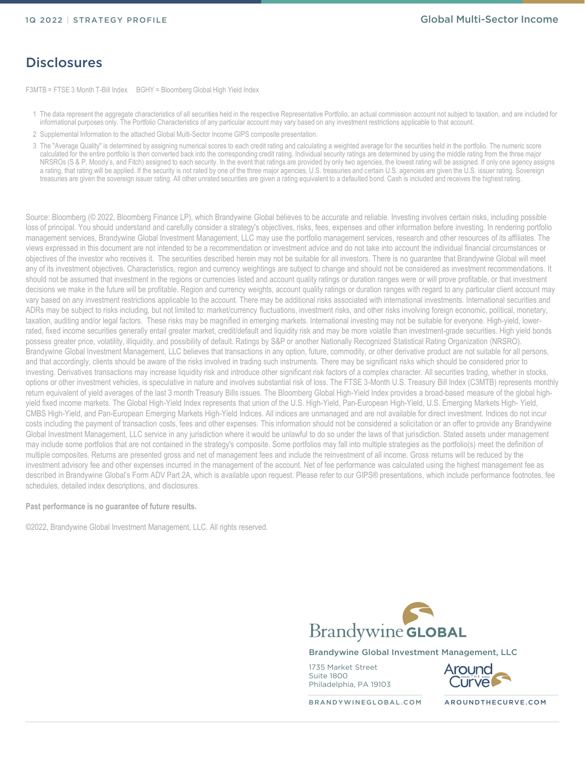## Disclosures

F3MTB = FTSE 3 Month T-Bill Index   BGHY = Bloomberg Global High Yield Index

1. The data represent the aggregate characteristics of all securities held in the respective Representative Portfolio, an actual commission account not subject to taxation, and are included for informational purposes only. The Portfolio Characteristics of any particular account may vary based on any investment restrictions applicable to that account.
2. Supplemental Information to the attached Global Multi-Sector Income GIPS composite presentation.
3. The "Average Quality" is determined by assigning numerical scores to each credit rating and calculating a weighted average for the securities held in the portfolio. The numeric score calculated for the entire portfolio is then converted back into the corresponding credit rating. Individual security ratings are determined by using the middle rating from the three major NRSROs (S & P, Moody's, and Fitch) assigned to each security. In the event that ratings are provided by only two agencies, the lowest rating will be assigned. If only one agency assigns a rating, that rating will be applied. If the security is not rated by one of the three major agencies, U.S. treasuries and certain U.S. agencies are given the U.S. issuer rating. Sovereign treasuries are given the sovereign issuer rating. All other unrated securities are given a rating equivalent to a defaulted bond. Cash is included and receives the highest rating.

Source: Bloomberg (© 2022, Bloomberg Finance LP), which Brandywine Global believes to be accurate and reliable. Investing involves certain risks, including possible loss of principal. You should understand and carefully consider a strategy's objectives, risks, fees, expenses and other information before investing. In rendering portfolio management services, Brandywine Global Investment Management, LLC may use the portfolio management services, research and other resources of its affiliates. The views expressed in this document are not intended to be a recommendation or investment advice and do not take into account the individual financial circumstances or objectives of the investor who receives it. The securities described herein may not be suitable for all investors. There is no guarantee that Brandywine Global will meet any of its investment objectives. Characteristics, region and currency weightings are subject to change and should not be considered as investment recommendations. It should not be assumed that investment in the regions or currencies listed and account quality ratings or duration ranges were or will prove profitable, or that investment decisions we make in the future will be profitable. Region and currency weights, account quality ratings or duration ranges with regard to any particular client account may vary based on any investment restrictions applicable to the account. There may be additional risks associated with international investments. International securities and ADRs may be subject to risks including, but not limited to: market/currency fluctuations, investment risks, and other risks involving foreign economic, political, monetary, taxation, auditing and/or legal factors. These risks may be magnified in emerging markets. International investing may not be suitable for everyone. High-yield, lower-rated, fixed income securities generally entail greater market, credit/default and liquidity risk and may be more volatile than investment-grade securities. High yield bonds possess greater price, volatility, illiquidity, and possibility of default. Ratings by S&P or another Nationally Recognized Statistical Rating Organization (NRSRO). Brandywine Global Investment Management, LLC believes that transactions in any option, future, commodity, or other derivative product are not suitable for all persons, and that accordingly, clients should be aware of the risks involved in trading such instruments. There may be significant risks which should be considered prior to investing. Derivatives transactions may increase liquidity risk and introduce other significant risk factors of a complex character. All securities trading, whether in stocks, options or other investment vehicles, is speculative in nature and involves substantial risk of loss. The FTSE 3-Month U.S. Treasury Bill Index (C3MTB) represents monthly return equivalent of yield averages of the last 3 month Treasury Bills issues. The Bloomberg Global High-Yield Index provides a broad-based measure of the global high-yield fixed income markets. The Global High-Yield Index represents that union of the U.S. High-Yield, Pan-European High-Yield, U.S. Emerging Markets High- Yield, CMBS High-Yield, and Pan-European Emerging Markets High-Yield Indices. All indices are unmanaged and are not available for direct investment. Indices do not incur costs including the payment of transaction costs, fees and other expenses. This information should not be considered a solicitation or an offer to provide any Brandywine Global Investment Management, LLC service in any jurisdiction where it would be unlawful to do so under the laws of that jurisdiction. Stated assets under management may include some portfolios that are not contained in the strategy's composite. Some portfolios may fall into multiple strategies as the portfolio(s) meet the definition of multiple composites. Returns are presented gross and net of management fees and include the reinvestment of all income. Gross returns will be reduced by the investment advisory fee and other expenses incurred in the management of the account. Net of fee performance was calculated using the highest management fee as described in Brandywine Global's Form ADV Part 2A, which is available upon request. Please refer to our GIPS® presentations, which include performance footnotes, fee schedules, detailed index descriptions, and disclosures.

**Past performance is no guarantee of future results.**

©2022, Brandywine Global Investment Management, LLC. All rights reserved.

Brandywine GLOBAL

Brandywine Global Investment Management, LLC

1735 Market Street
Suite 1800
Philadelphia, PA 19103

Around the Curve

BRANDYWINEGLOBAL.COM

AROUNDTHECURVE.COM